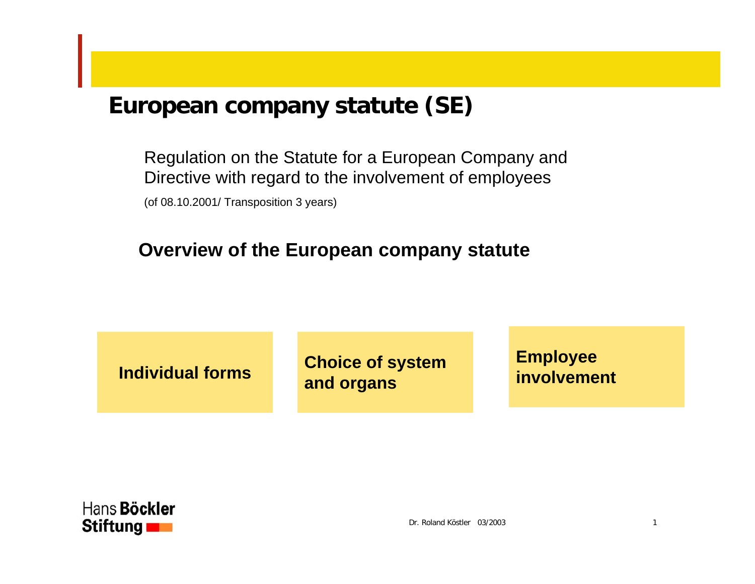# European company statute (SE)

Regulation on the Statute for a European Company and Directive with regard to the involvement of employees

(of 08.10.2001/ Transposition 3 years)

## Overview of the European company statute

**Individual forms**

**Choice of system and organs**

**Employee involvement**

Hans **Böckler**
**Stiftung**

Dr. Roland Köstler 03/2003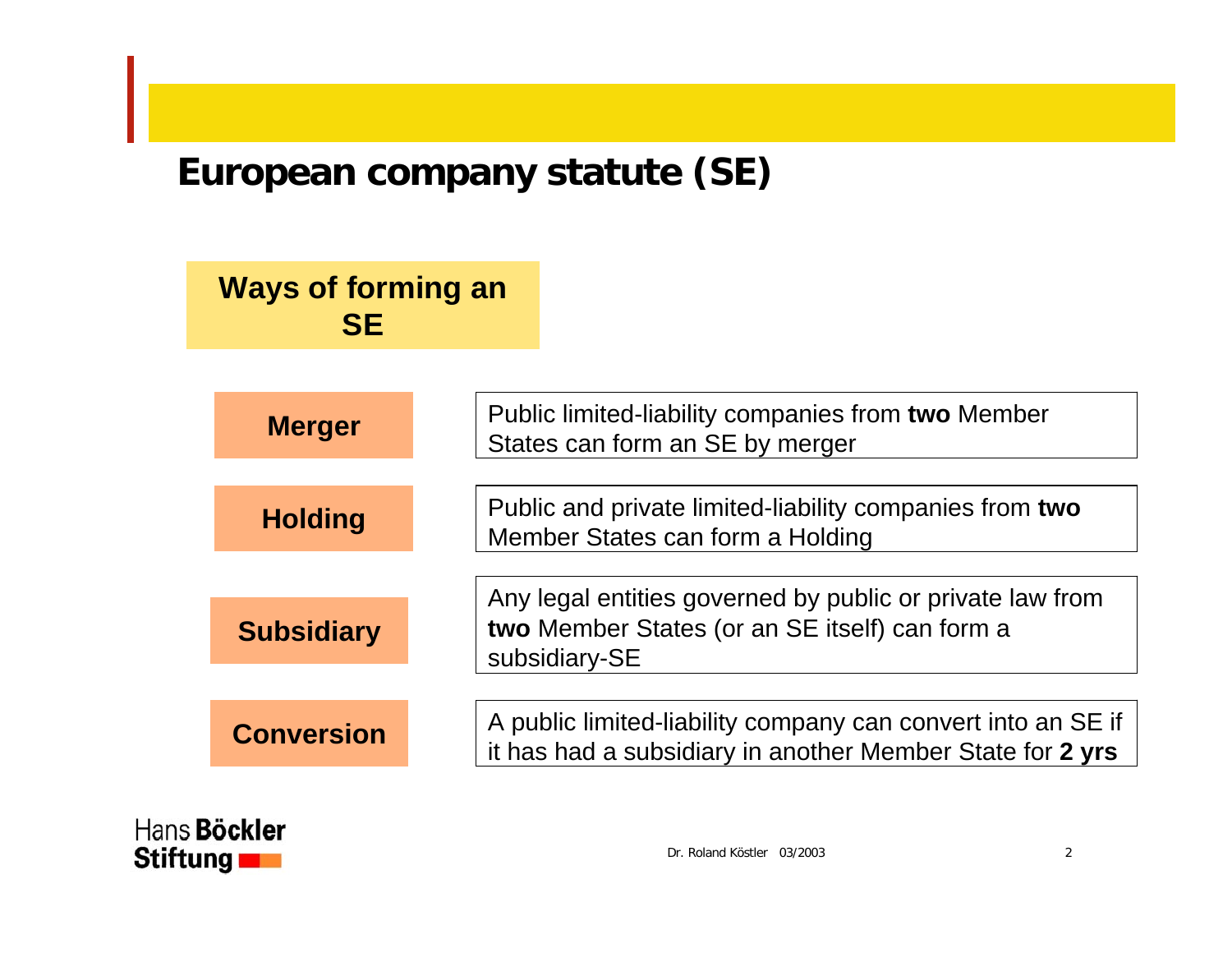# European company statute (SE)

## Ways of forming an SE

| | |
|---|---|
| **Merger** | Public limited-liability companies from **two** Member States can form an SE by merger |
| **Holding** | Public and private limited-liability companies from **two** Member States can form a Holding |
| **Subsidiary** | Any legal entities governed by public or private law from **two** Member States (or an SE itself) can form a subsidiary-SE |
| **Conversion** | A public limited-liability company can convert into an SE if it has had a subsidiary in another Member State for **2 yrs** |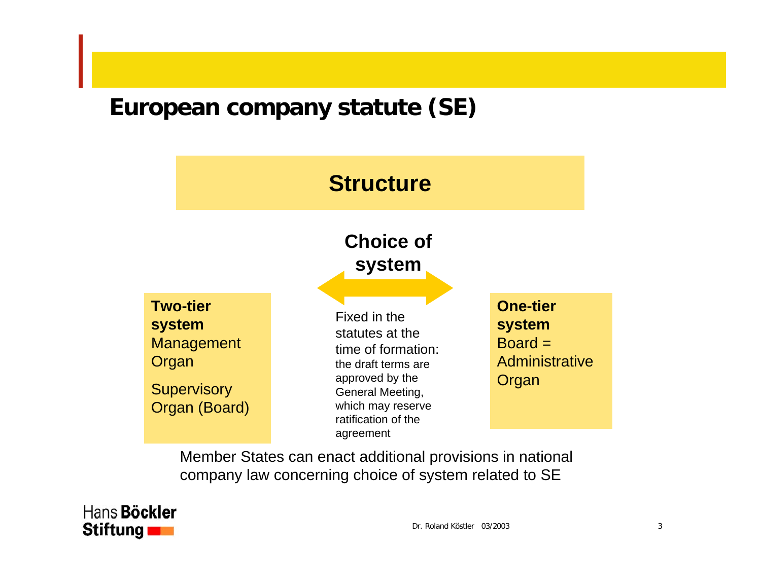# European company statute (SE)

## Structure

### Choice of system

**Two-tier system**
Management Organ

Supervisory Organ (Board)

Fixed in the statutes at the time of formation: the draft terms are approved by the General Meeting, which may reserve ratification of the agreement

**One-tier system**
Board = Administrative Organ

Member States can enact additional provisions in national company law concerning choice of system related to SE

Hans Böckler Stiftung

Dr. Roland Köstler 03/2003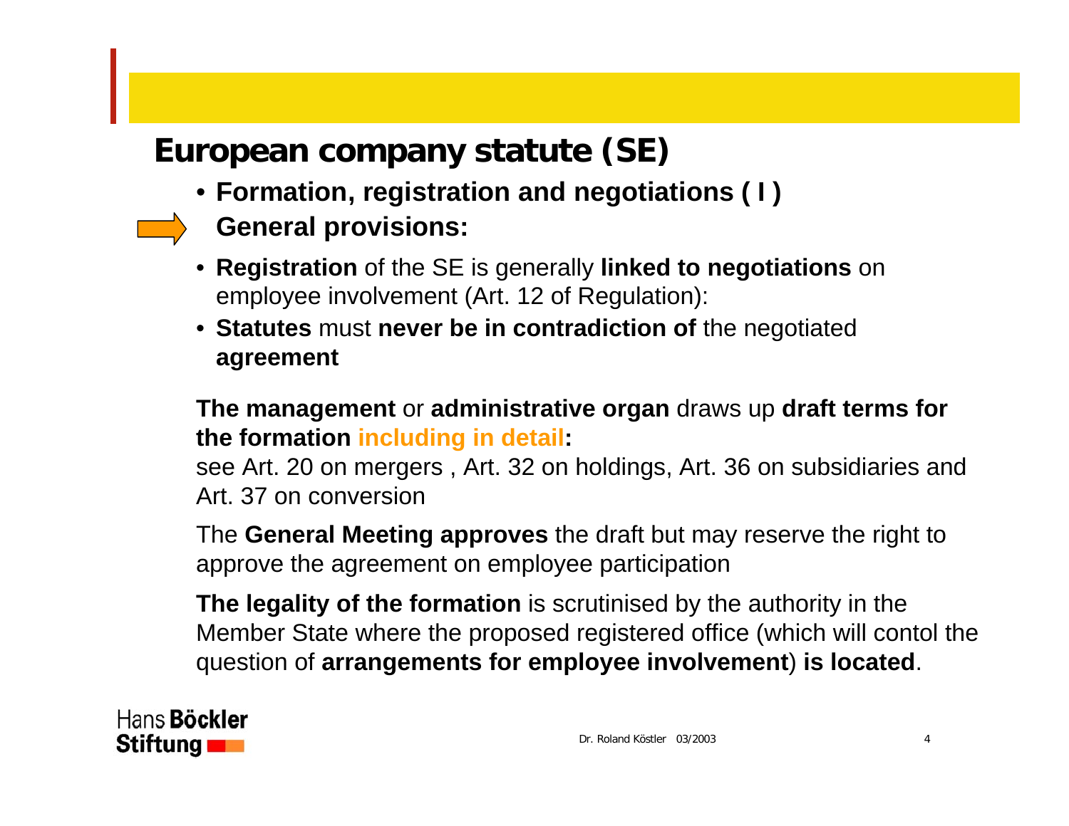# European company statute (SE)

- **Formation, registration and negotiations ( I )**

  **General provisions:**

- **Registration** of the SE is generally **linked to negotiations** on employee involvement (Art. 12 of Regulation):
- **Statutes** must **never be in contradiction of** the negotiated **agreement**

**The management** or **administrative organ** draws up **draft terms for the formation including in detail:**

see Art. 20 on mergers , Art. 32 on holdings, Art. 36 on subsidiaries and Art. 37 on conversion

The **General Meeting approves** the draft but may reserve the right to approve the agreement on employee participation

**The legality of the formation** is scrutinised by the authority in the Member State where the proposed registered office (which will contol the question of **arrangements for employee involvement**) **is located**.

Hans **Böckler**
**Stiftung**

Dr. Roland Köstler 03/2003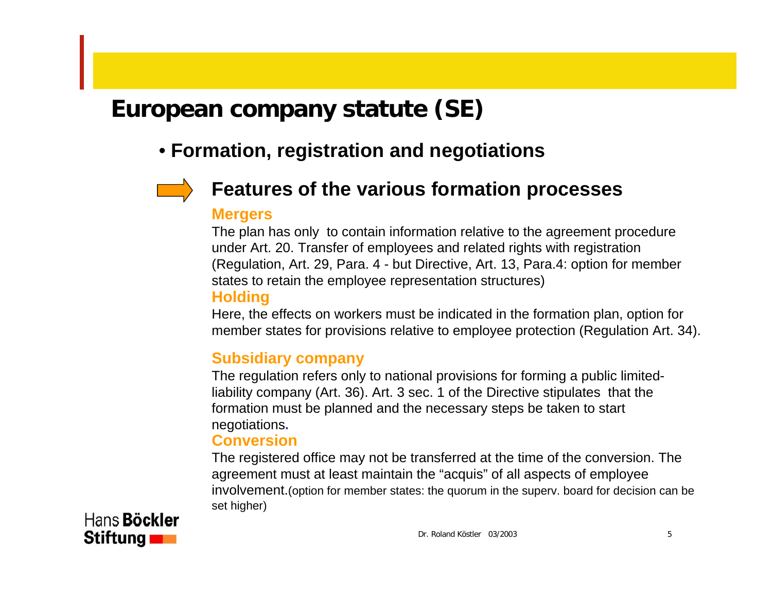# European company statute (SE)

- **Formation, registration and negotiations**

## Features of the various formation processes

### Mergers

The plan has only to contain information relative to the agreement procedure under Art. 20. Transfer of employees and related rights with registration (Regulation, Art. 29, Para. 4 - but Directive, Art. 13, Para.4: option for member states to retain the employee representation structures)

### Holding

Here, the effects on workers must be indicated in the formation plan, option for member states for provisions relative to employee protection (Regulation Art. 34).

### Subsidiary company

The regulation refers only to national provisions for forming a public limited-liability company (Art. 36). Art. 3 sec. 1 of the Directive stipulates that the formation must be planned and the necessary steps be taken to start negotiations.

### Conversion

The registered office may not be transferred at the time of the conversion. The agreement must at least maintain the “acquis” of all aspects of employee involvement.(option for member states: the quorum in the superv. board for decision can be set higher)

Hans Böckler Stiftung

Dr. Roland Köstler 03/2003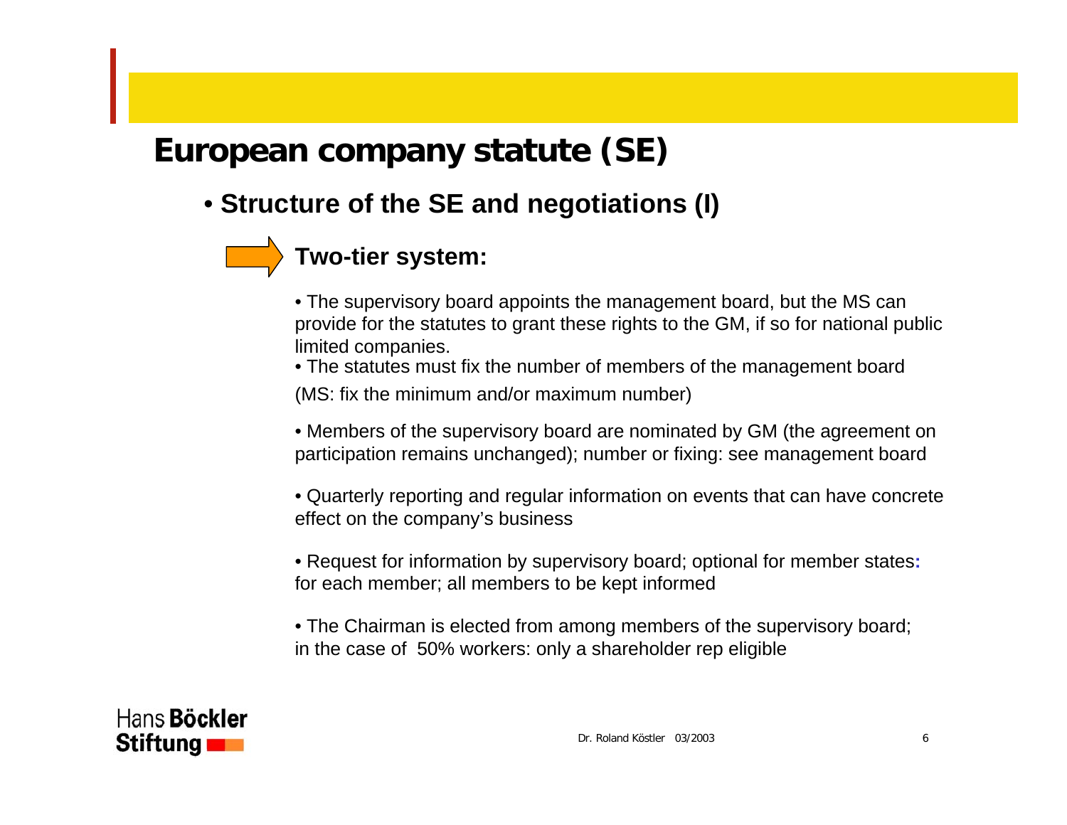# European company statute (SE)

## • Structure of the SE and negotiations (I)

### Two-tier system:

• The supervisory board appoints the management board, but the MS can provide for the statutes to grant these rights to the GM, if so for national public limited companies.

• The statutes must fix the number of members of the management board (MS: fix the minimum and/or maximum number)

• Members of the supervisory board are nominated by GM (the agreement on participation remains unchanged); number or fixing: see management board

• Quarterly reporting and regular information on events that can have concrete effect on the company's business

• Request for information by supervisory board; optional for member states: for each member; all members to be kept informed

• The Chairman is elected from among members of the supervisory board; in the case of 50% workers: only a shareholder rep eligible

Hans Böckler Stiftung

Dr. Roland Köstler 03/2003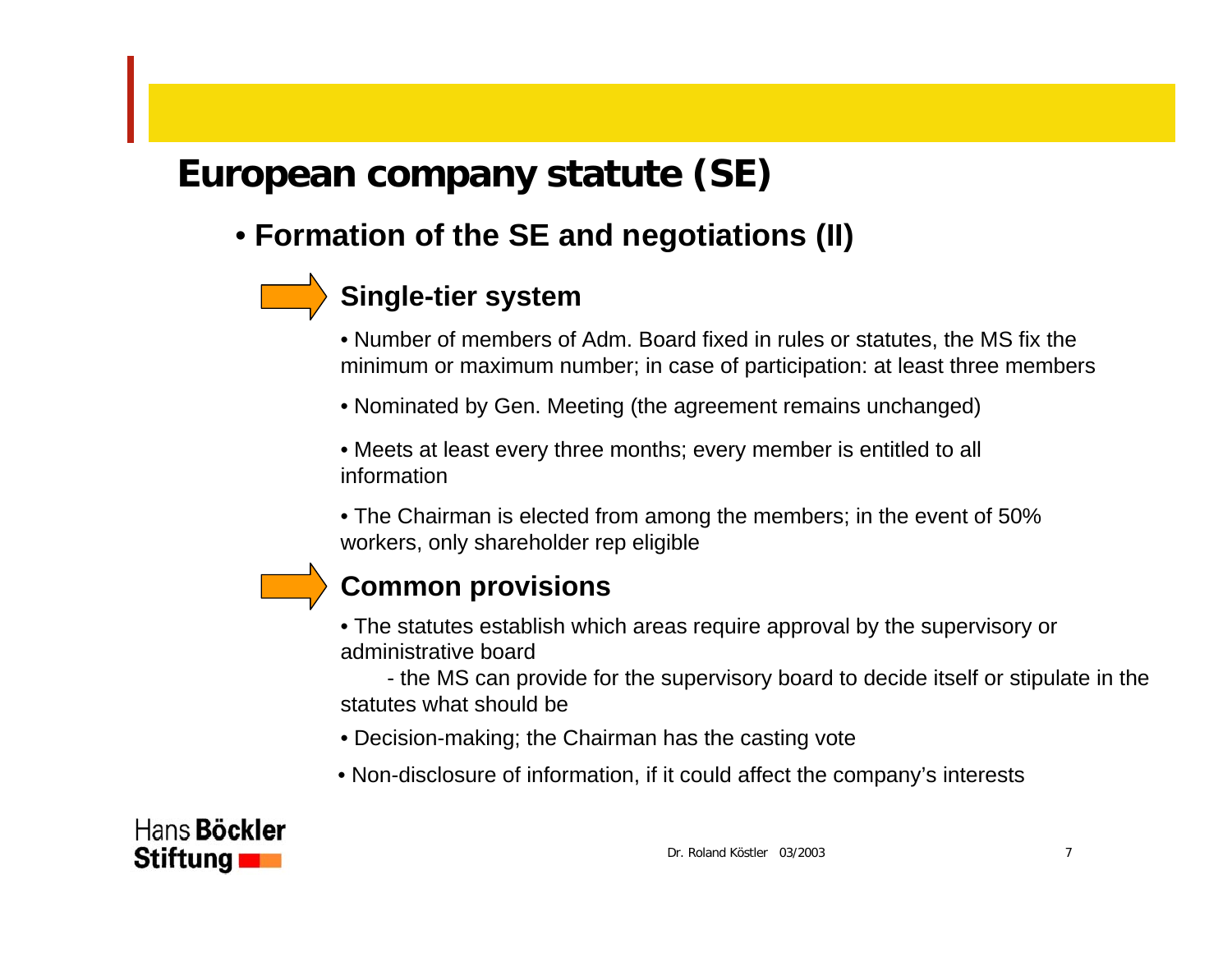# European company statute (SE)

## • Formation of the SE and negotiations (II)

### Single-tier system

- Number of members of Adm. Board fixed in rules or statutes, the MS fix the minimum or maximum number; in case of participation: at least three members
- Nominated by Gen. Meeting (the agreement remains unchanged)
- Meets at least every three months; every member is entitled to all information
- The Chairman is elected from among the members; in the event of 50% workers, only shareholder rep eligible

### Common provisions

- The statutes establish which areas require approval by the supervisory or administrative board
  - the MS can provide for the supervisory board to decide itself or stipulate in the statutes what should be
- Decision-making; the Chairman has the casting vote
- Non-disclosure of information, if it could affect the company's interests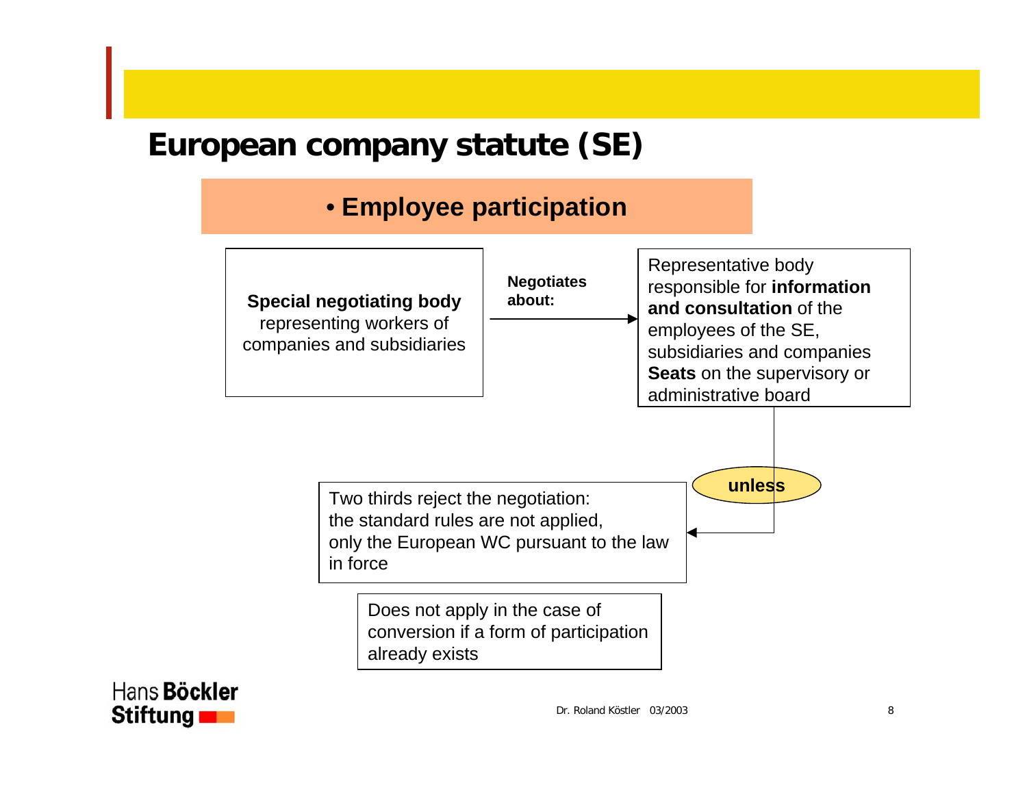# European company statute (SE)

## • Employee participation

**Special negotiating body** representing workers of companies and subsidiaries

**Negotiates about:**

Representative body responsible for **information and consultation** of the employees of the SE, subsidiaries and companies
**Seats** on the supervisory or administrative board

**unless**

Two thirds reject the negotiation:
the standard rules are not applied,
only the European WC pursuant to the law in force

Does not apply in the case of conversion if a form of participation already exists

Hans Böckler Stiftung

Dr. Roland Köstler 03/2003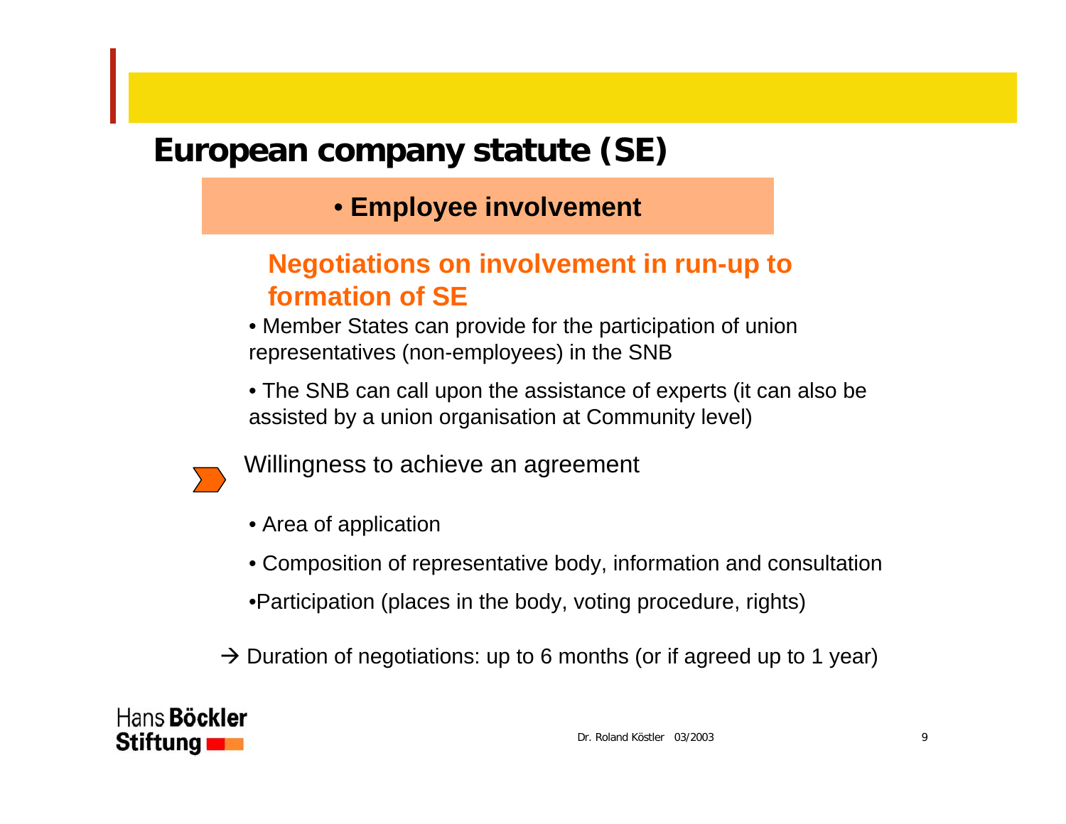# European company statute (SE)

## • Employee involvement

### Negotiations on involvement in run-up to formation of SE

- Member States can provide for the participation of union representatives (non-employees) in the SNB
- The SNB can call upon the assistance of experts (it can also be assisted by a union organisation at Community level)

Willingness to achieve an agreement

- Area of application
- Composition of representative body, information and consultation
- Participation (places in the body, voting procedure, rights)

→ Duration of negotiations: up to 6 months (or if agreed up to 1 year)

Hans Böckler Stiftung

Dr. Roland Köstler 03/2003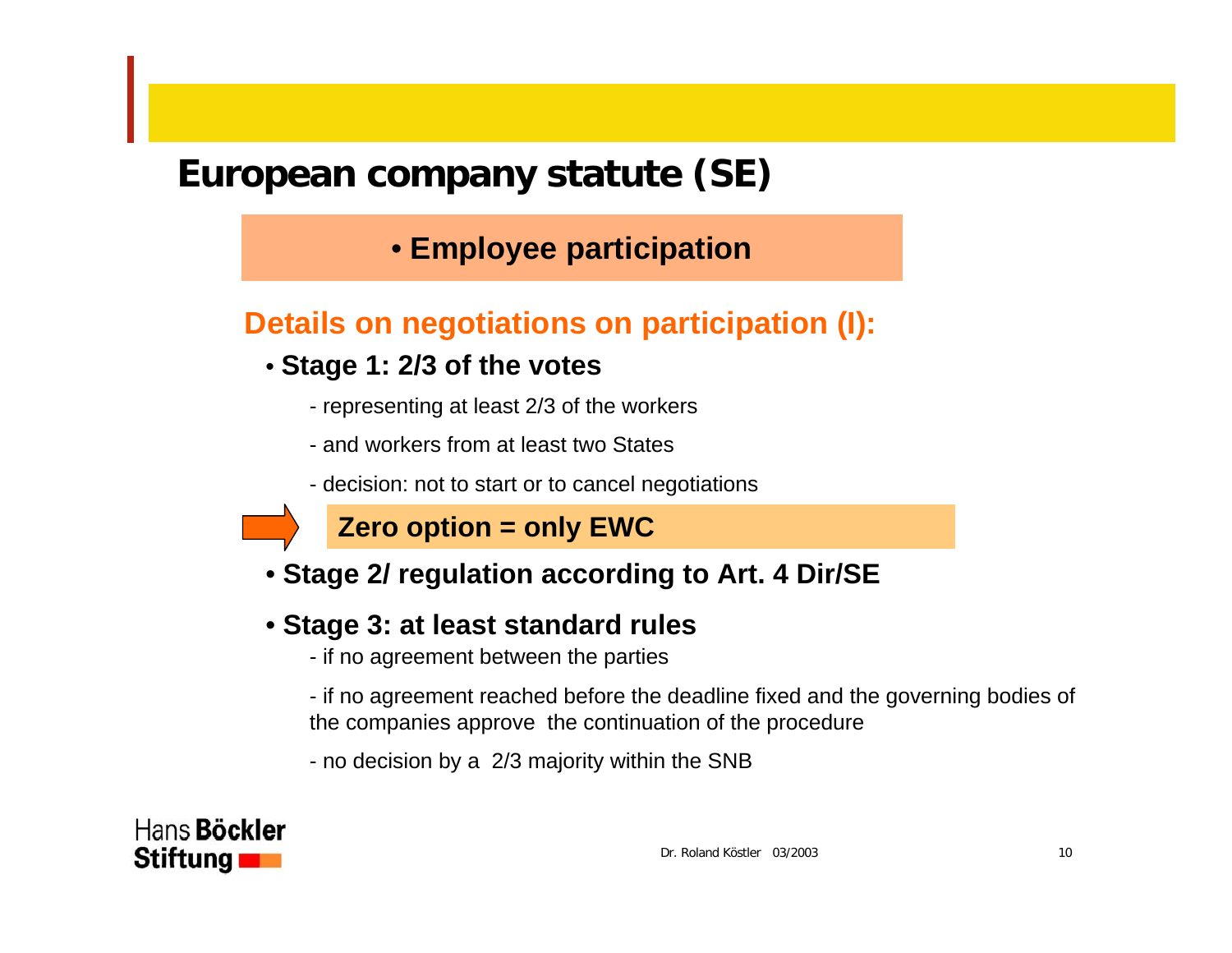# European company statute (SE)

**• Employee participation**

## Details on negotiations on participation (I):

- **Stage 1: 2/3 of the votes**
  - representing at least 2/3 of the workers
  - and workers from at least two States
  - decision: not to start or to cancel negotiations

  **Zero option = only EWC**

- **Stage 2/ regulation according to Art. 4 Dir/SE**

- **Stage 3: at least standard rules**
  - if no agreement between the parties
  - if no agreement reached before the deadline fixed and the governing bodies of the companies approve the continuation of the procedure
  - no decision by a 2/3 majority within the SNB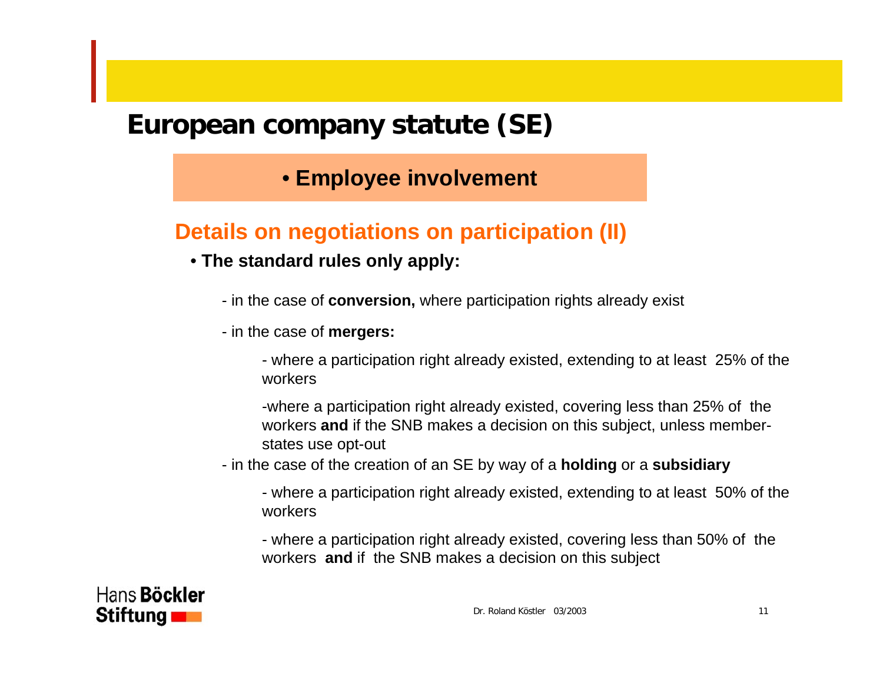# European company statute (SE)

## • Employee involvement

### Details on negotiations on participation (II)

- **The standard rules only apply:**

  - in the case of **conversion,** where participation rights already exist

  - in the case of **mergers:**

    - where a participation right already existed, extending to at least 25% of the workers

    - where a participation right already existed, covering less than 25% of the workers **and** if the SNB makes a decision on this subject, unless member-states use opt-out

  - in the case of the creation of an SE by way of a **holding** or a **subsidiary**

    - where a participation right already existed, extending to at least 50% of the workers

    - where a participation right already existed, covering less than 50% of the workers **and** if the SNB makes a decision on this subject

Hans **Böckler** **Stiftung**

Dr. Roland Köstler 03/2003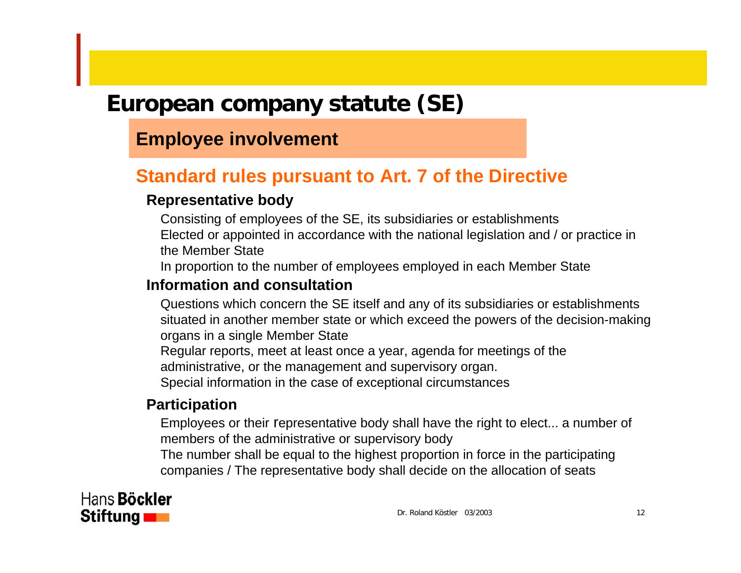# European company statute (SE)

## Employee involvement

### Standard rules pursuant to Art. 7 of the Directive

**Representative body**

- Consisting of employees of the SE, its subsidiaries or establishments
- Elected or appointed in accordance with the national legislation and / or practice in the Member State
- In proportion to the number of employees employed in each Member State

**Information and consultation**

- Questions which concern the SE itself and any of its subsidiaries or establishments situated in another member state or which exceed the powers of the decision-making organs in a single Member State
- Regular reports, meet at least once a year, agenda for meetings of the administrative, or the management and supervisory organ.
- Special information in the case of exceptional circumstances

**Participation**

- Employees or their representative body shall have the right to elect... a number of members of the administrative or supervisory body
- The number shall be equal to the highest proportion in force in the participating companies / The representative body shall decide on the allocation of seats

Hans Böckler Stiftung

Dr. Roland Köstler 03/2003